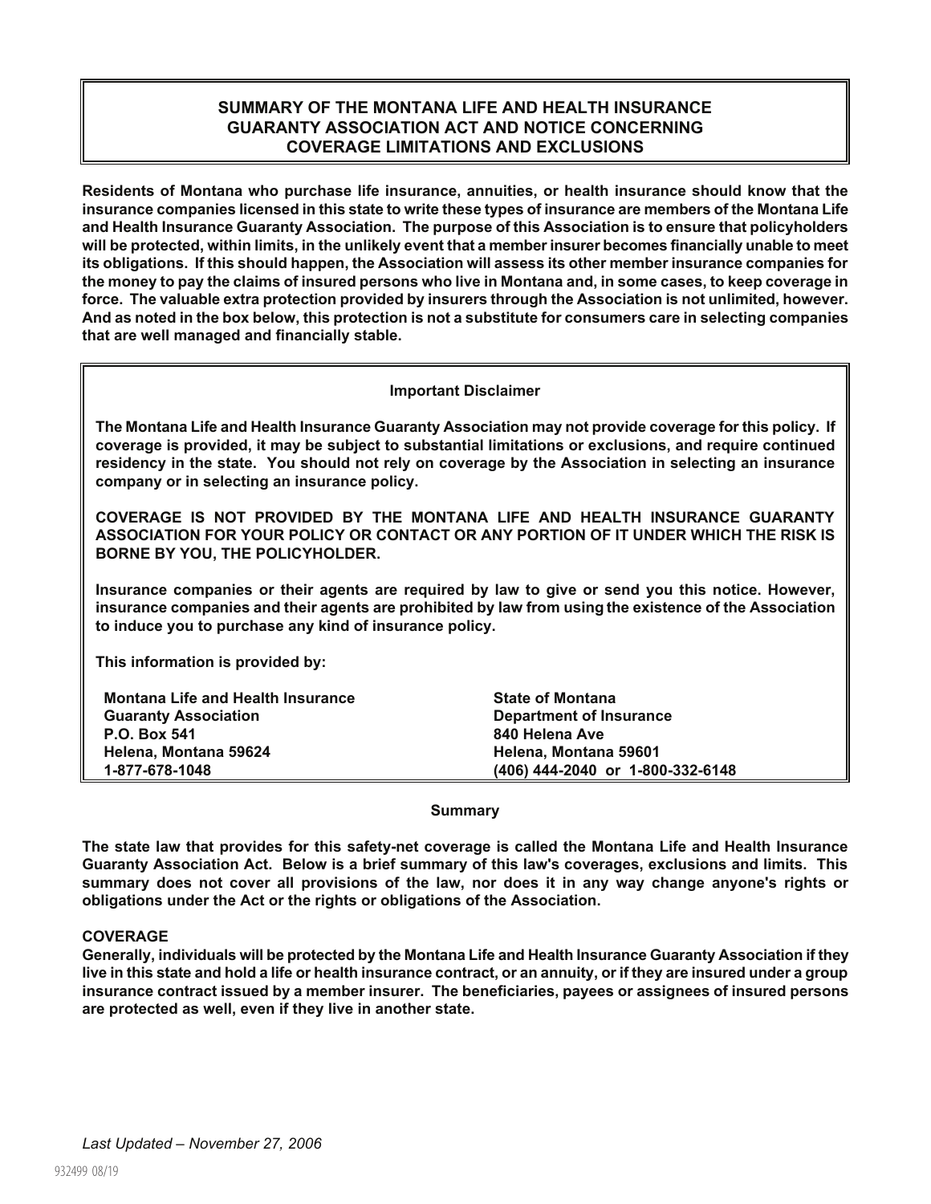# SUMMARY OF THE MONTANA LIFE AND HEALTH INSURANCE GUARANTY ASSOCIATION ACT AND NOTICE CONCERNING COVERAGE LIMITATIONS AND EXCLUSIONS

**Residents of Montana who purchase life insurance, annuities, or health insurance should know that the insurance companies licensed in this state to write these types of insurance are members of the Montana Life and Health Insurance Guaranty Association. The purpose of this Association is to ensure that policyholders will be protected, within limits, in the unlikely event that a member insurer becomes financially unable to meet its obligations. If this should happen, the Association will assess its other member insurance companies for the money to pay the claims of insured persons who live in Montana and, in some cases, to keep coverage in force. The valuable extra protection provided by insurers through the Association is not unlimited, however. And as noted in the box below, this protection is not a substitute for consumers care in selecting companies that are well managed and financially stable.**

---

**Important Disclaimer**

**The Montana Life and Health Insurance Guaranty Association may not provide coverage for this policy. If coverage is provided, it may be subject to substantial limitations or exclusions, and require continued residency in the state. You should not rely on coverage by the Association in selecting an insurance company or in selecting an insurance policy.**

**COVERAGE IS NOT PROVIDED BY THE MONTANA LIFE AND HEALTH INSURANCE GUARANTY ASSOCIATION FOR YOUR POLICY OR CONTACT OR ANY PORTION OF IT UNDER WHICH THE RISK IS BORNE BY YOU, THE POLICYHOLDER.**

**Insurance companies or their agents are required by law to give or send you this notice. However, insurance companies and their agents are prohibited by law from using the existence of the Association to induce you to purchase any kind of insurance policy.**

**This information is provided by:**

| | |
|---|---|
| **Montana Life and Health Insurance Guaranty Association** | **State of Montana Department of Insurance** |
| **P.O. Box 541** | **840 Helena Ave** |
| **Helena, Montana 59624** | **Helena, Montana 59601** |
| **1-877-678-1048** | **(406) 444-2040 or 1-800-332-6148** |

---

**Summary**

**The state law that provides for this safety-net coverage is called the Montana Life and Health Insurance Guaranty Association Act. Below is a brief summary of this law's coverages, exclusions and limits. This summary does not cover all provisions of the law, nor does it in any way change anyone's rights or obligations under the Act or the rights or obligations of the Association.**

**COVERAGE**

**Generally, individuals will be protected by the Montana Life and Health Insurance Guaranty Association if they live in this state and hold a life or health insurance contract, or an annuity, or if they are insured under a group insurance contract issued by a member insurer. The beneficiaries, payees or assignees of insured persons are protected as well, even if they live in another state.**

*Last Updated – November 27, 2006*

932499 08/19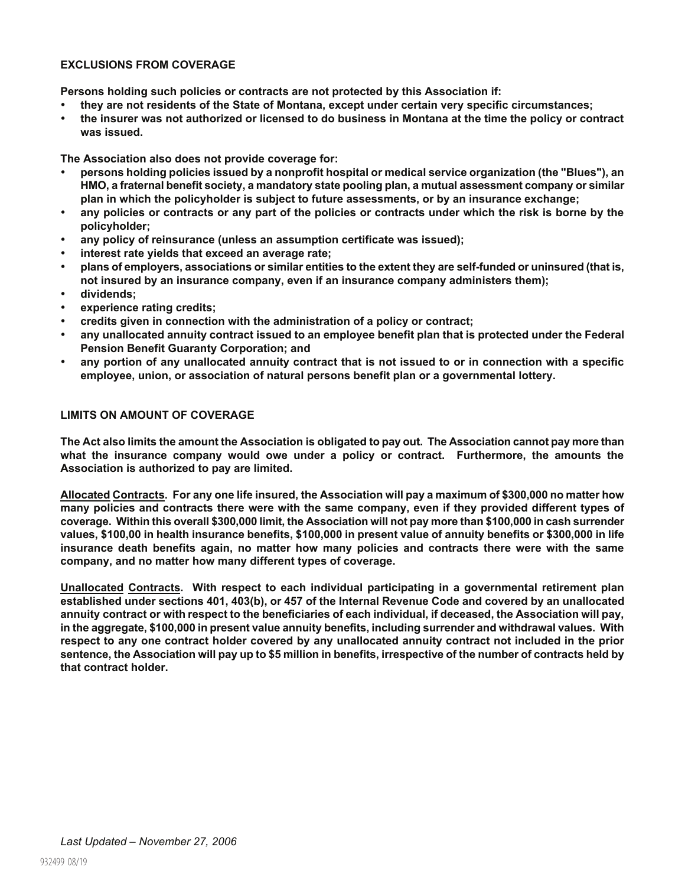**EXCLUSIONS FROM COVERAGE**

**Persons holding such policies or contracts are not protected by this Association if:**

- **they are not residents of the State of Montana, except under certain very specific circumstances;**
- **the insurer was not authorized or licensed to do business in Montana at the time the policy or contract was issued.**

**The Association also does not provide coverage for:**

- **persons holding policies issued by a nonprofit hospital or medical service organization (the "Blues"), an HMO, a fraternal benefit society, a mandatory state pooling plan, a mutual assessment company or similar plan in which the policyholder is subject to future assessments, or by an insurance exchange;**
- **any policies or contracts or any part of the policies or contracts under which the risk is borne by the policyholder;**
- **any policy of reinsurance (unless an assumption certificate was issued);**
- **interest rate yields that exceed an average rate;**
- **plans of employers, associations or similar entities to the extent they are self-funded or uninsured (that is, not insured by an insurance company, even if an insurance company administers them);**
- **dividends;**
- **experience rating credits;**
- **credits given in connection with the administration of a policy or contract;**
- **any unallocated annuity contract issued to an employee benefit plan that is protected under the Federal Pension Benefit Guaranty Corporation; and**
- **any portion of any unallocated annuity contract that is not issued to or in connection with a specific employee, union, or association of natural persons benefit plan or a governmental lottery.**

**LIMITS ON AMOUNT OF COVERAGE**

**The Act also limits the amount the Association is obligated to pay out. The Association cannot pay more than what the insurance company would owe under a policy or contract. Furthermore, the amounts the Association is authorized to pay are limited.**

**Allocated Contracts. For any one life insured, the Association will pay a maximum of $300,000 no matter how many policies and contracts there were with the same company, even if they provided different types of coverage. Within this overall $300,000 limit, the Association will not pay more than $100,000 in cash surrender values, $100,00 in health insurance benefits, $100,000 in present value of annuity benefits or $300,000 in life insurance death benefits again, no matter how many policies and contracts there were with the same company, and no matter how many different types of coverage.**

**Unallocated Contracts. With respect to each individual participating in a governmental retirement plan established under sections 401, 403(b), or 457 of the Internal Revenue Code and covered by an unallocated annuity contract or with respect to the beneficiaries of each individual, if deceased, the Association will pay, in the aggregate, $100,000 in present value annuity benefits, including surrender and withdrawal values. With respect to any one contract holder covered by any unallocated annuity contract not included in the prior sentence, the Association will pay up to $5 million in benefits, irrespective of the number of contracts held by that contract holder.**

*Last Updated – November 27, 2006*

932499 08/19